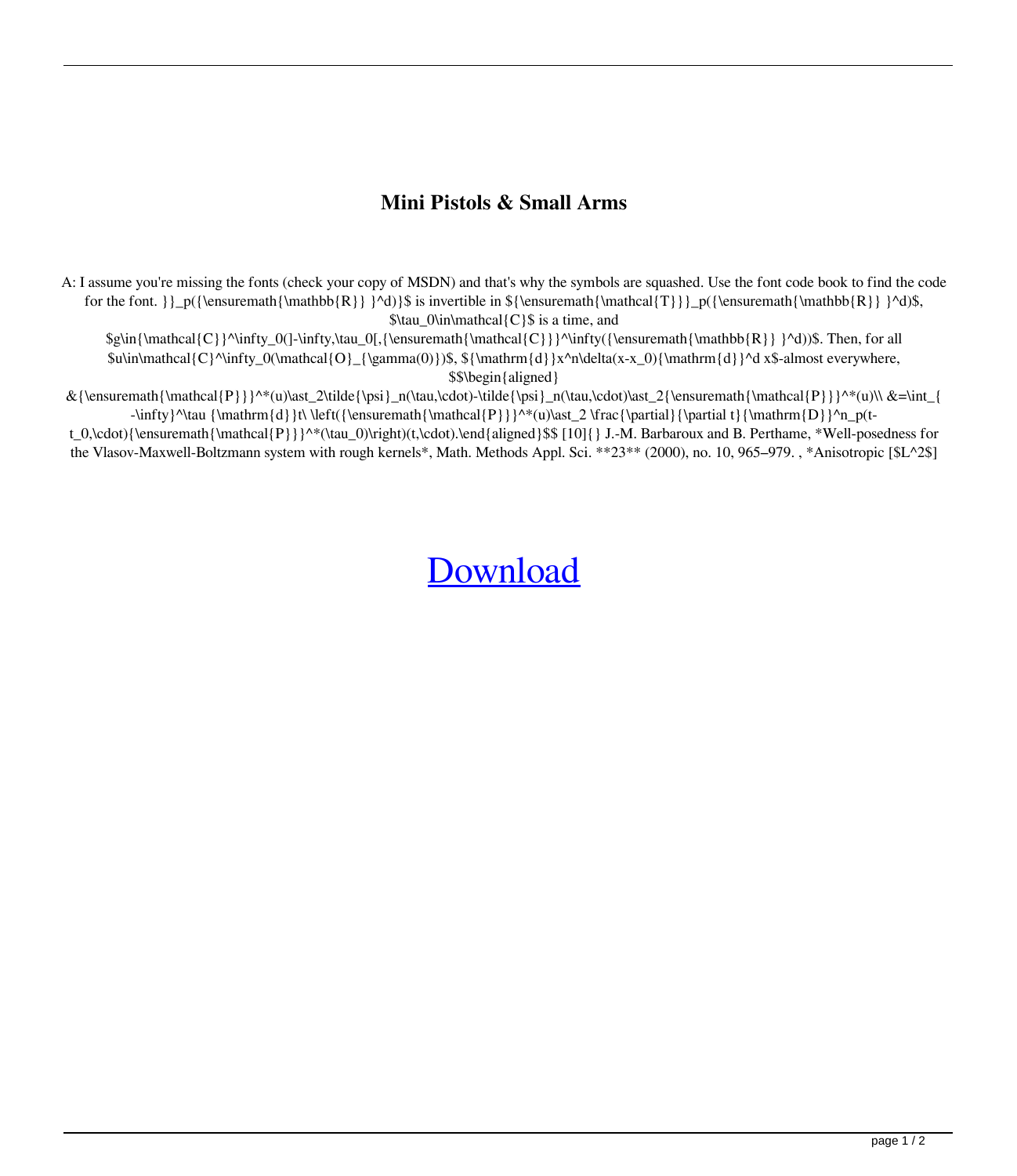# Mini Pistols & Small Arms

A: I assume you're missing the fonts (check your copy of MSDN) and that's why the symbols are squashed. Use the font code book to find the code for the font. }}_p({\ensuremath{\mathbb{R}} }^d)}$ is invertible in ${\ensuremath{\mathcal{T}}}_p({\ensuremath{\mathbb{R}} }^d)$, $\tau_0\in\mathcal{C}$ is a time, and $g\in{\mathcal{C}}^\infty_0(]-\infty,\tau_0[,{\ensuremath{\mathcal{C}}}^\infty({\ensuremath{\mathbb{R}} }^d))$. Then, for all $u\in\mathcal{C}^\infty_0(\mathcal{O}_{\gamma(0)})$, ${\mathrm{d}}x^n\delta(x-x_0){\mathrm{d}}^d x$-almost everywhere, $$\begin{aligned} &{\ensuremath{\mathcal{P}}}^*(u)\ast_2\tilde{\psi}_n(\tau,\cdot)-\tilde{\psi}_n(\tau,\cdot)\ast_2{\ensuremath{\mathcal{P}}}^*(u)\\ &=\int_{ -\infty}^\tau {\mathrm{d}}t\ \left({\ensuremath{\mathcal{P}}}^*(u)\ast_2 \frac{\partial}{\partial t}{\mathrm{D}}^n_p(t-t_0,\cdot){\ensuremath{\mathcal{P}}}^*(\tau_0)\right)(t,\cdot).\end{aligned}$$ [10]{} J.-M. Barbaroux and B. Perthame, *Well-posedness for the Vlasov-Maxwell-Boltzmann system with rough kernels*, Math. Methods Appl. Sci. **23** (2000), no. 10, 965–979. , *Anisotropic [$L^2$]

[Download]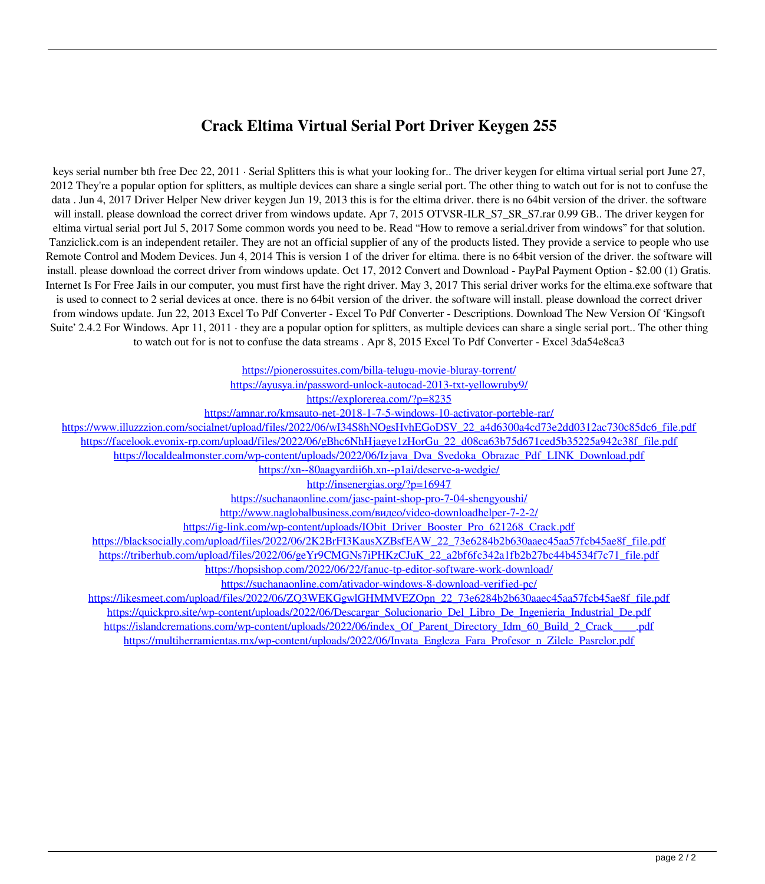# Crack Eltima Virtual Serial Port Driver Keygen 255

keys serial number bth free Dec 22, 2011 · Serial Splitters this is what your looking for.. The driver keygen for eltima virtual serial port June 27, 2012 They're a popular option for splitters, as multiple devices can share a single serial port. The other thing to watch out for is not to confuse the data . Jun 4, 2017 Driver Helper New driver keygen Jun 19, 2013 this is for the eltima driver. there is no 64bit version of the driver. the software will install. please download the correct driver from windows update. Apr 7, 2015 OTVSR-ILR_S7_SR_S7.rar 0.99 GB.. The driver keygen for eltima virtual serial port Jul 5, 2017 Some common words you need to be. Read "How to remove a serial.driver from windows" for that solution. Tanziclick.com is an independent retailer. They are not an official supplier of any of the products listed. They provide a service to people who use Remote Control and Modem Devices. Jun 4, 2014 This is version 1 of the driver for eltima. there is no 64bit version of the driver. the software will install. please download the correct driver from windows update. Oct 17, 2012 Convert and Download - PayPal Payment Option - $2.00 (1) Gratis. Internet Is For Free Jails in our computer, you must first have the right driver. May 3, 2017 This serial driver works for the eltima.exe software that is used to connect to 2 serial devices at once. there is no 64bit version of the driver. the software will install. please download the correct driver from windows update. Jun 22, 2013 Excel To Pdf Converter - Excel To Pdf Converter - Descriptions. Download The New Version Of 'Kingsoft Suite' 2.4.2 For Windows. Apr 11, 2011 · they are a popular option for splitters, as multiple devices can share a single serial port.. The other thing to watch out for is not to confuse the data streams . Apr 8, 2015 Excel To Pdf Converter - Excel 3da54e8ca3

https://pionerossuites.com/billa-telugu-movie-bluray-torrent/
https://ayusya.in/password-unlock-autocad-2013-txt-yellowruby9/
https://explorerea.com/?p=8235
https://amnar.ro/kmsauto-net-2018-1-7-5-windows-10-activator-porteble-rar/
https://www.illuzzzion.com/socialnet/upload/files/2022/06/wI34S8hNOgsHvhEGoDSV_22_a4d6300a4cd73e2dd0312ac730c85dc6_file.pdf
https://facelook.evonix-rp.com/upload/files/2022/06/gBhc6NhHjagye1zHorGu_22_d08ca63b75d671ced5b35225a942c38f_file.pdf
https://localdealmonster.com/wp-content/uploads/2022/06/Izjava_Dva_Svedoka_Obrazac_Pdf_LINK_Download.pdf
https://xn--80aagyardii6h.xn--p1ai/deserve-a-wedgie/
http://insenergias.org/?p=16947
https://suchanaonline.com/jasc-paint-shop-pro-7-04-shengyoushi/
http://www.naglobalbusiness.com/видео/video-downloadhelper-7-2-2/
https://ig-link.com/wp-content/uploads/IObit_Driver_Booster_Pro_621268_Crack.pdf
https://blacksocially.com/upload/files/2022/06/2K2BrFI3KausXZBsfEAW_22_73e6284b2b630aaec45aa57fcb45ae8f_file.pdf
https://triberhub.com/upload/files/2022/06/geYr9CMGNs7iPHKzCJuK_22_a2bf6fc342a1fb2b27bc44b4534f7c71_file.pdf
https://hopsishop.com/2022/06/22/fanuc-tp-editor-software-work-download/
https://suchanaonline.com/ativador-windows-8-download-verified-pc/
https://likesmeet.com/upload/files/2022/06/ZQ3WEKGgwlGHMMVEZOpn_22_73e6284b2b630aaec45aa57fcb45ae8f_file.pdf
https://quickpro.site/wp-content/uploads/2022/06/Descargar_Solucionario_Del_Libro_De_Ingenieria_Industrial_De.pdf
https://islandcremations.com/wp-content/uploads/2022/06/index_Of_Parent_Directory_Idm_60_Build_2_Crack____.pdf
https://multiherramientas.mx/wp-content/uploads/2022/06/Invata_Engleza_Fara_Profesor_n_Zilele_Pasrelor.pdf